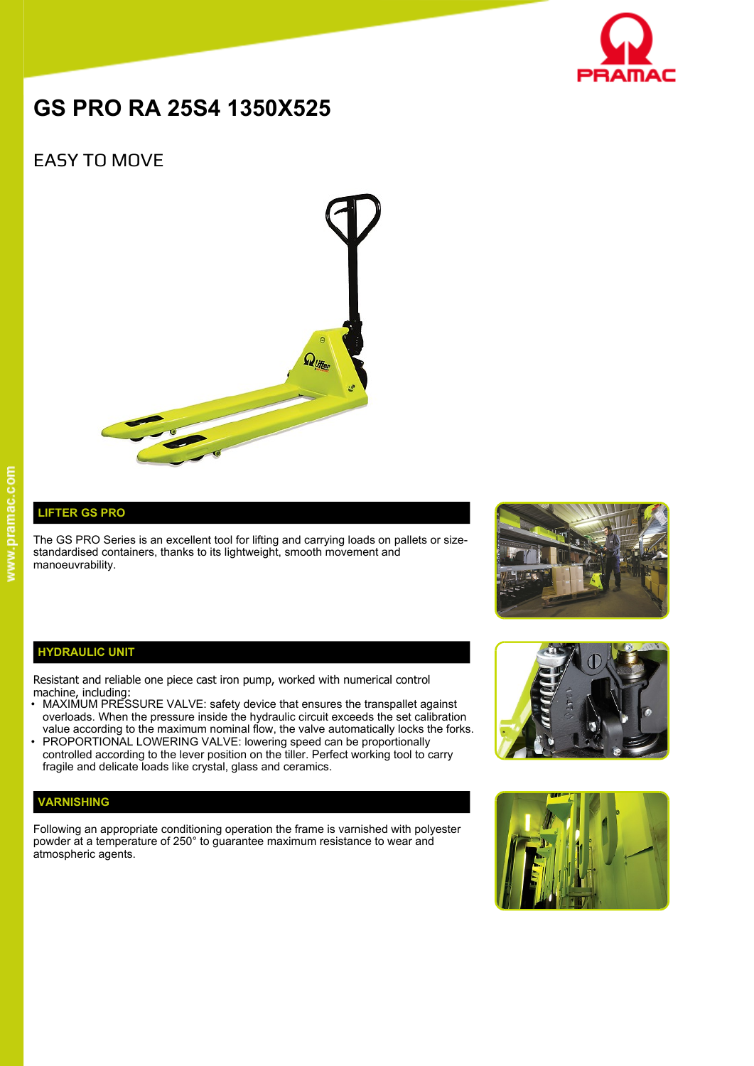# GS PRO RA 25S4 1350X525

## EASY TO MOVE

### LIFTER GS PRO

The GS PRO Series is an excellent tool for lifting and carrying loads on pallets or size-standardised containers, thanks to its lightweight, smooth movement and manoeuvrability.

### HYDRAULIC UNIT

Resistant and reliable one piece cast iron pump, worked with numerical control machine, including:

- MAXIMUM PRESSURE VALVE: safety device that ensures the transpallet against overloads. When the pressure inside the hydraulic circuit exceeds the set calibration value according to the maximum nominal flow, the valve automatically locks the forks.
- PROPORTIONAL LOWERING VALVE: lowering speed can be proportionally controlled according to the lever position on the tiller. Perfect working tool to carry fragile and delicate loads like crystal, glass and ceramics.

### VARNISHING

Following an appropriate conditioning operation the frame is varnished with polyester powder at a temperature of 250° to guarantee maximum resistance to wear and atmospheric agents.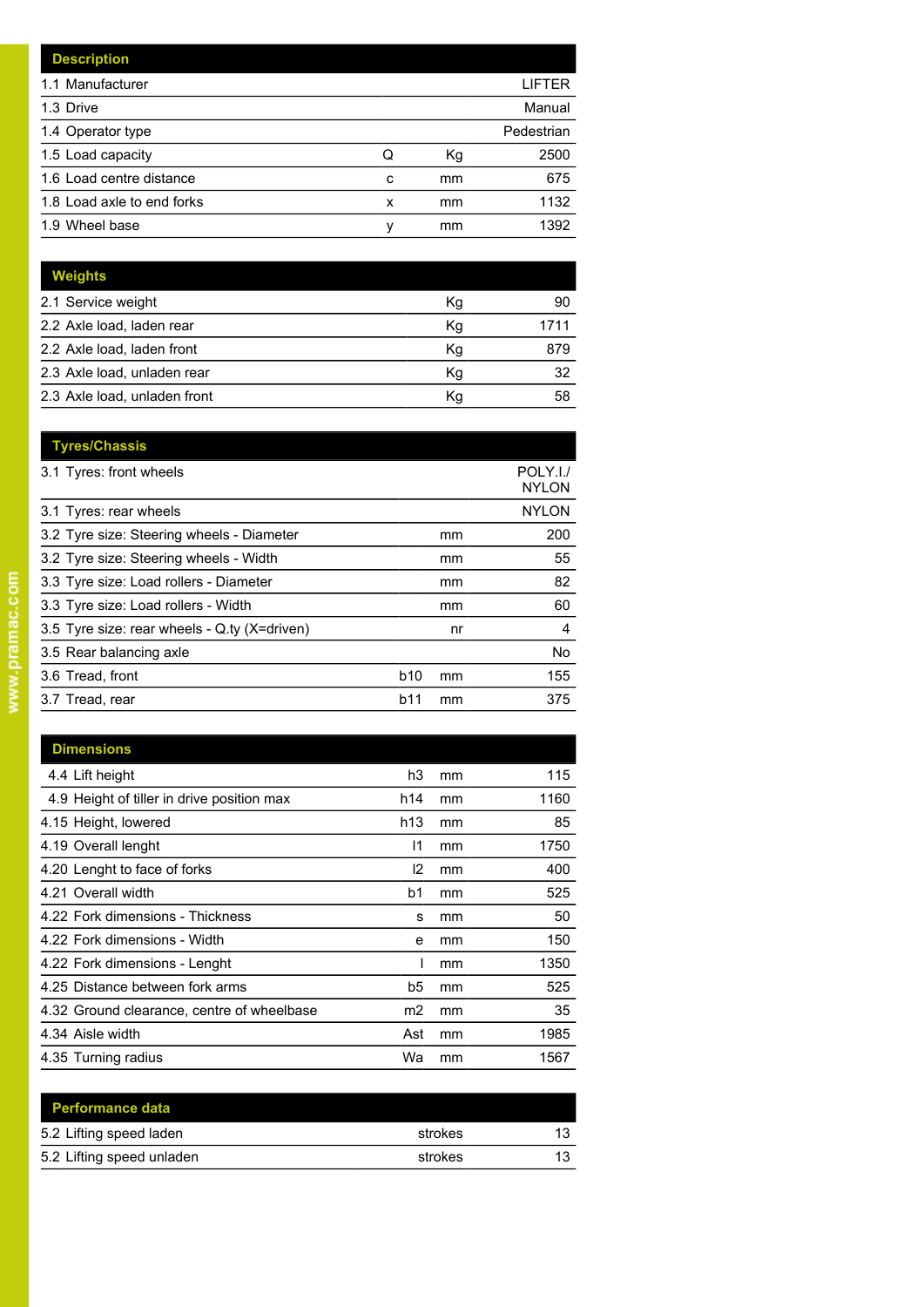| Description | | | |
|---|---|---|---|
| 1.1 Manufacturer | | | LIFTER |
| 1.3 Drive | | | Manual |
| 1.4 Operator type | | | Pedestrian |
| 1.5 Load capacity | Q | Kg | 2500 |
| 1.6 Load centre distance | c | mm | 675 |
| 1.8 Load axle to end forks | x | mm | 1132 |
| 1.9 Wheel base | y | mm | 1392 |

| Weights | | | |
|---|---|---|---|
| 2.1 Service weight | | Kg | 90 |
| 2.2 Axle load, laden rear | | Kg | 1711 |
| 2.2 Axle load, laden front | | Kg | 879 |
| 2.3 Axle load, unladen rear | | Kg | 32 |
| 2.3 Axle load, unladen front | | Kg | 58 |

| Tyres/Chassis | | | |
|---|---|---|---|
| 3.1 Tyres: front wheels | | | POLY.I./ NYLON |
| 3.1 Tyres: rear wheels | | | NYLON |
| 3.2 Tyre size: Steering wheels - Diameter | | mm | 200 |
| 3.2 Tyre size: Steering wheels - Width | | mm | 55 |
| 3.3 Tyre size: Load rollers - Diameter | | mm | 82 |
| 3.3 Tyre size: Load rollers - Width | | mm | 60 |
| 3.5 Tyre size: rear wheels - Q.ty (X=driven) | | nr | 4 |
| 3.5 Rear balancing axle | | | No |
| 3.6 Tread, front | b10 | mm | 155 |
| 3.7 Tread, rear | b11 | mm | 375 |

| Dimensions | | | |
|---|---|---|---|
| 4.4 Lift height | h3 | mm | 115 |
| 4.9 Height of tiller in drive position max | h14 | mm | 1160 |
| 4.15 Height, lowered | h13 | mm | 85 |
| 4.19 Overall lenght | l1 | mm | 1750 |
| 4.20 Lenght to face of forks | l2 | mm | 400 |
| 4.21 Overall width | b1 | mm | 525 |
| 4.22 Fork dimensions - Thickness | s | mm | 50 |
| 4.22 Fork dimensions - Width | e | mm | 150 |
| 4.22 Fork dimensions - Lenght | l | mm | 1350 |
| 4.25 Distance between fork arms | b5 | mm | 525 |
| 4.32 Ground clearance, centre of wheelbase | m2 | mm | 35 |
| 4.34 Aisle width | Ast | mm | 1985 |
| 4.35 Turning radius | Wa | mm | 1567 |

| Performance data | | |
|---|---|---|
| 5.2 Lifting speed laden | strokes | 13 |
| 5.2 Lifting speed unladen | strokes | 13 |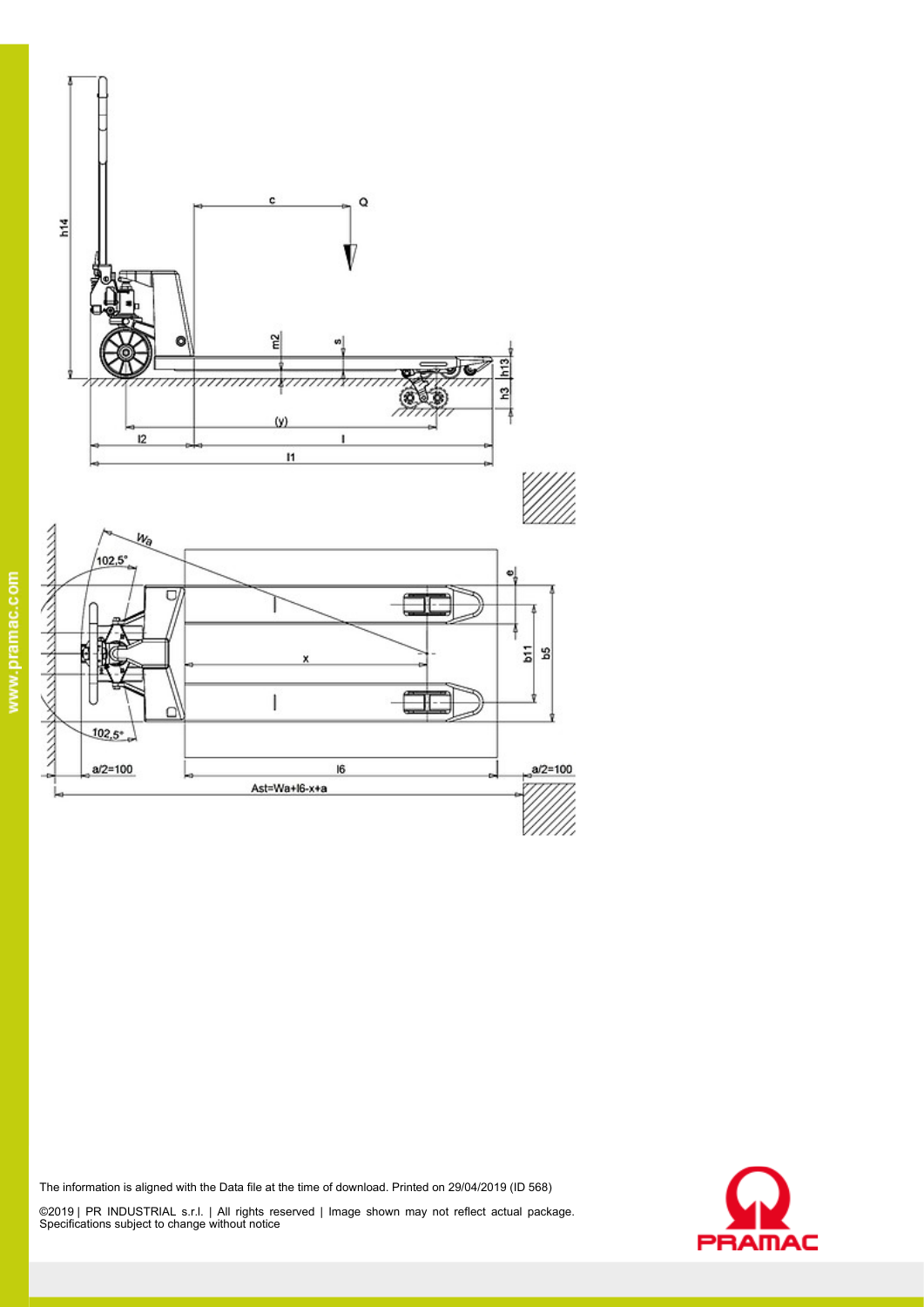h14

c

Q

m2

s

h13

h3

(y)

l2

l

l1

Wa

102,5°

e

x

b11

b5

102,5°

a/2=100

l6

a/2=100

Ast=Wa+l6-x+a

The information is aligned with the Data file at the time of download. Printed on 29/04/2019 (ID 568)

©2019 | PR INDUSTRIAL s.r.l. | All rights reserved | Image shown may not reflect actual package. Specifications subject to change without notice